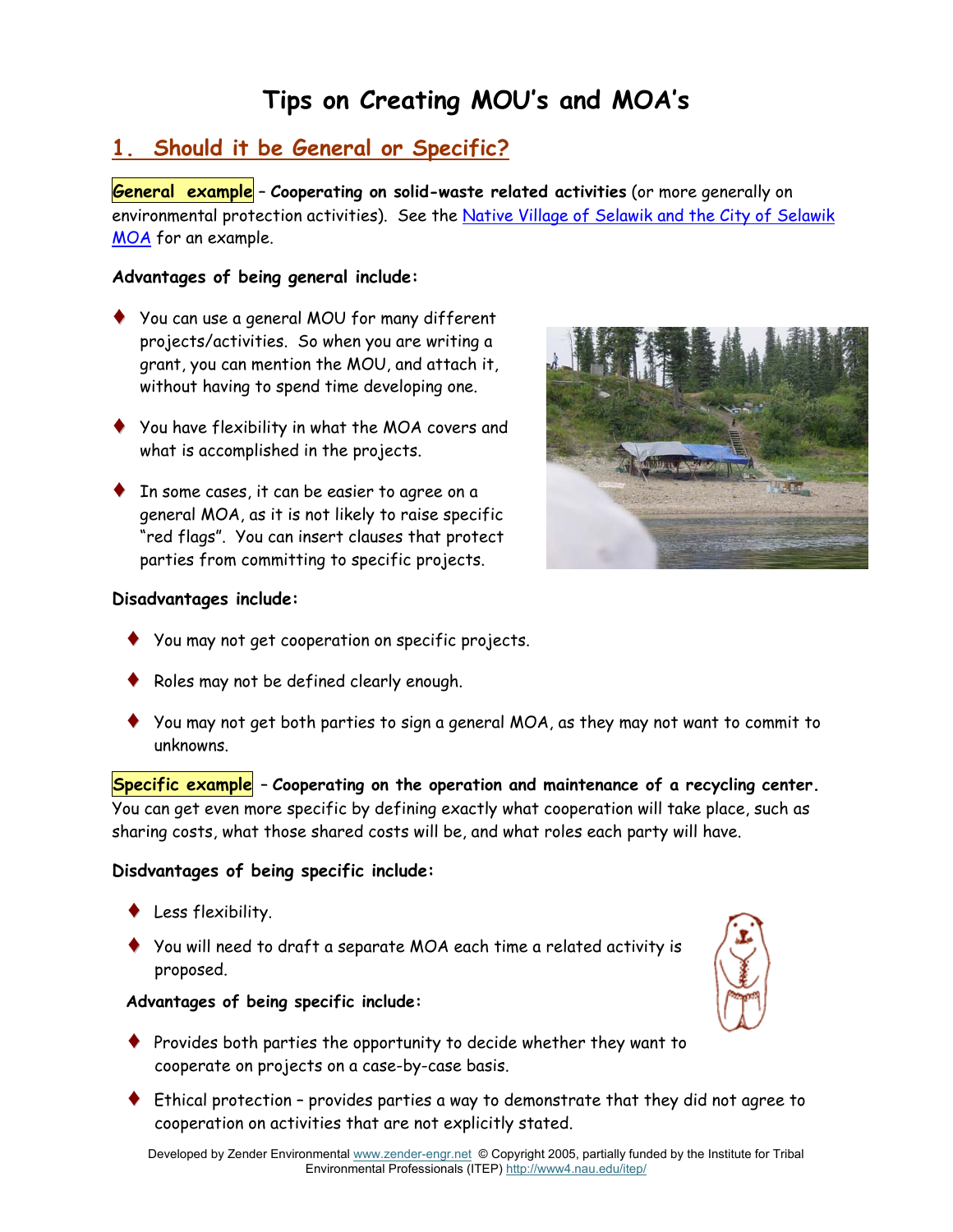# Tips on Creating MOU's and MOA's

## 1. Should it be General or Specific?

**General example** – **Cooperating on solid-waste related activities** (or more generally on environmental protection activities). See the Native Village of Selawik and the City of Selawik MOA for an example.

**Advantages of being general include:**

- You can use a general MOU for many different projects/activities. So when you are writing a grant, you can mention the MOU, and attach it, without having to spend time developing one.
- You have flexibility in what the MOA covers and what is accomplished in the projects.
- In some cases, it can be easier to agree on a general MOA, as it is not likely to raise specific "red flags". You can insert clauses that protect parties from committing to specific projects.

**Disadvantages include:**

- You may not get cooperation on specific projects.
- Roles may not be defined clearly enough.
- You may not get both parties to sign a general MOA, as they may not want to commit to unknowns.

**Specific example** – **Cooperating on the operation and maintenance of a recycling center.** You can get even more specific by defining exactly what cooperation will take place, such as sharing costs, what those shared costs will be, and what roles each party will have.

**Disdvantages of being specific include:**

- Less flexibility.
- You will need to draft a separate MOA each time a related activity is proposed.

**Advantages of being specific include:**

- Provides both parties the opportunity to decide whether they want to cooperate on projects on a case-by-case basis.
- Ethical protection – provides parties a way to demonstrate that they did not agree to cooperation on activities that are not explicitly stated.

Developed by Zender Environmental www.zender-engr.net © Copyright 2005, partially funded by the Institute for Tribal Environmental Professionals (ITEP) http://www4.nau.edu/itep/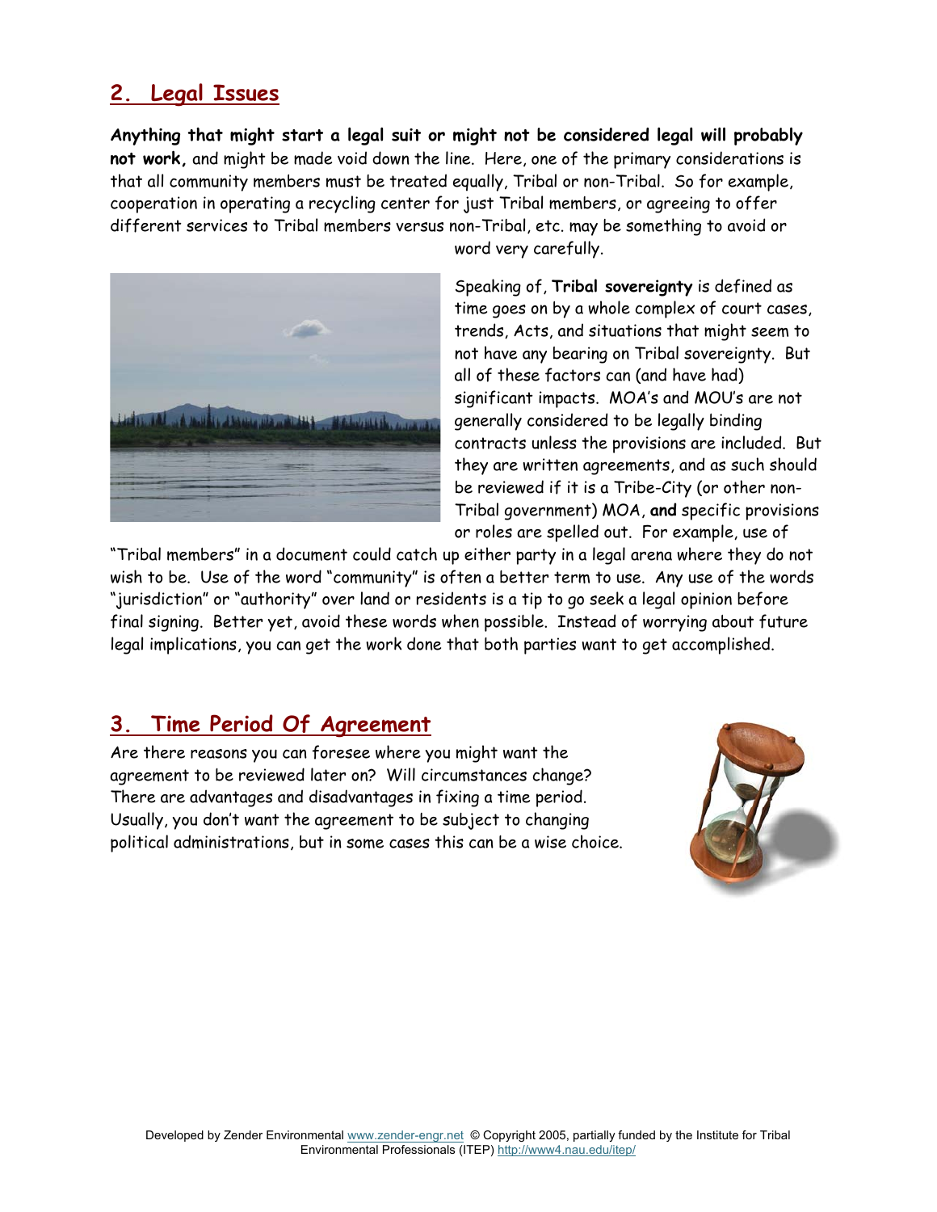## 2. Legal Issues

**Anything that might start a legal suit or might not be considered legal will probably not work,** and might be made void down the line. Here, one of the primary considerations is that all community members must be treated equally, Tribal or non-Tribal. So for example, cooperation in operating a recycling center for just Tribal members, or agreeing to offer different services to Tribal members versus non-Tribal, etc. may be something to avoid or word very carefully.

Speaking of, **Tribal sovereignty** is defined as time goes on by a whole complex of court cases, trends, Acts, and situations that might seem to not have any bearing on Tribal sovereignty. But all of these factors can (and have had) significant impacts. MOA's and MOU's are not generally considered to be legally binding contracts unless the provisions are included. But they are written agreements, and as such should be reviewed if it is a Tribe-City (or other non-Tribal government) MOA, **and** specific provisions or roles are spelled out. For example, use of "Tribal members" in a document could catch up either party in a legal arena where they do not wish to be. Use of the word "community" is often a better term to use. Any use of the words "jurisdiction" or "authority" over land or residents is a tip to go seek a legal opinion before final signing. Better yet, avoid these words when possible. Instead of worrying about future legal implications, you can get the work done that both parties want to get accomplished.

## 3. Time Period Of Agreement

Are there reasons you can foresee where you might want the agreement to be reviewed later on? Will circumstances change? There are advantages and disadvantages in fixing a time period. Usually, you don't want the agreement to be subject to changing political administrations, but in some cases this can be a wise choice.